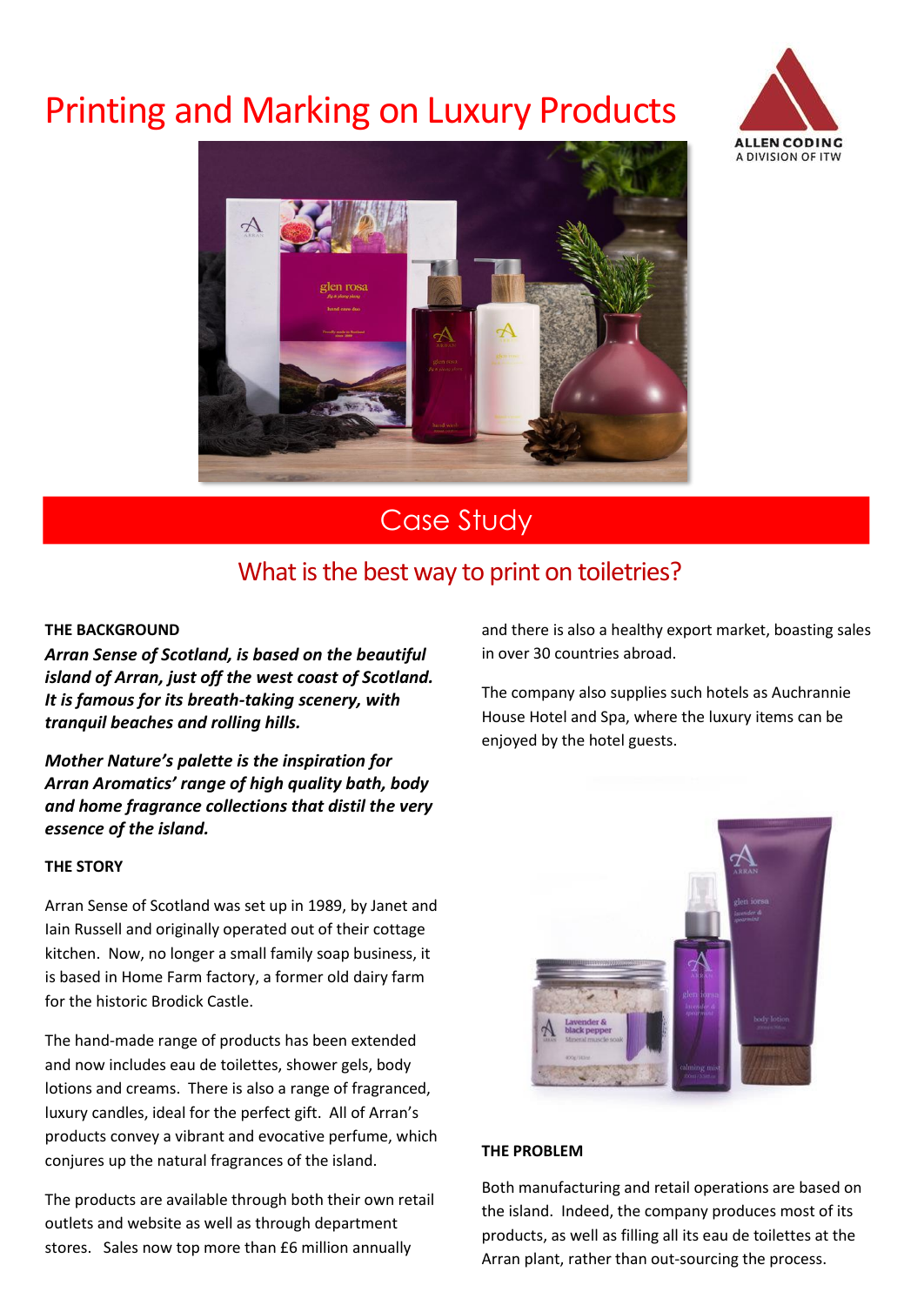# Printing and Marking on Luxury Products

ALLEN CODING
A DIVISION OF ITW

## Case Study

### What is the best way to print on toiletries?

**THE BACKGROUND**

***Arran Sense of Scotland, is based on the beautiful island of Arran, just off the west coast of Scotland. It is famous for its breath-taking scenery, with tranquil beaches and rolling hills.***

***Mother Nature's palette is the inspiration for Arran Aromatics' range of high quality bath, body and home fragrance collections that distil the very essence of the island.***

**THE STORY**

Arran Sense of Scotland was set up in 1989, by Janet and Iain Russell and originally operated out of their cottage kitchen. Now, no longer a small family soap business, it is based in Home Farm factory, a former old dairy farm for the historic Brodick Castle.

The hand-made range of products has been extended and now includes eau de toilettes, shower gels, body lotions and creams. There is also a range of fragranced, luxury candles, ideal for the perfect gift. All of Arran's products convey a vibrant and evocative perfume, which conjures up the natural fragrances of the island.

The products are available through both their own retail outlets and website as well as through department stores. Sales now top more than £6 million annually and there is also a healthy export market, boasting sales in over 30 countries abroad.

The company also supplies such hotels as Auchrannie House Hotel and Spa, where the luxury items can be enjoyed by the hotel guests.

**THE PROBLEM**

Both manufacturing and retail operations are based on the island. Indeed, the company produces most of its products, as well as filling all its eau de toilettes at the Arran plant, rather than out-sourcing the process.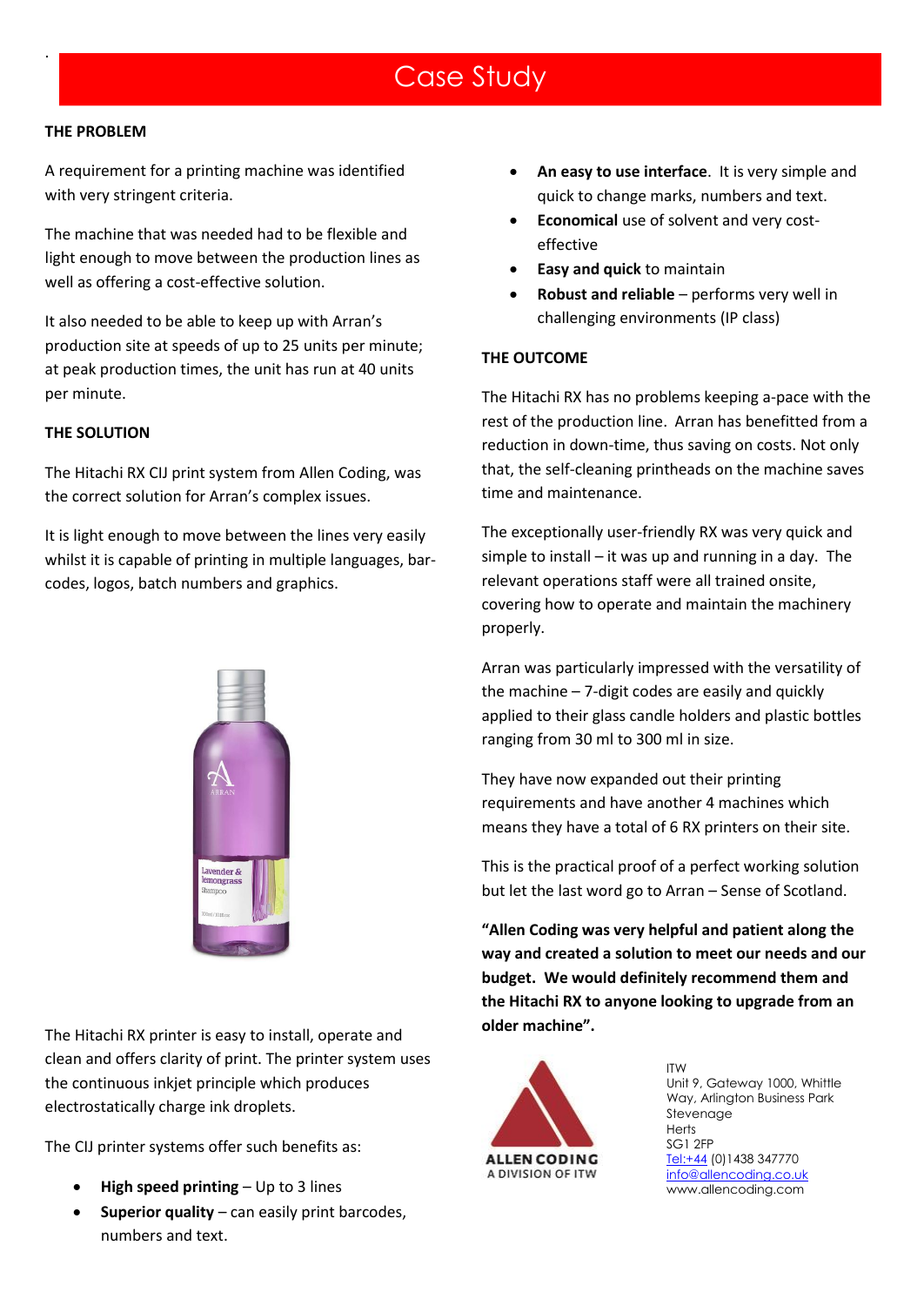# Case Study

**THE PROBLEM**

A requirement for a printing machine was identified with very stringent criteria.

The machine that was needed had to be flexible and light enough to move between the production lines as well as offering a cost-effective solution.

It also needed to be able to keep up with Arran's production site at speeds of up to 25 units per minute; at peak production times, the unit has run at 40 units per minute.

**THE SOLUTION**

The Hitachi RX CIJ print system from Allen Coding, was the correct solution for Arran's complex issues.

It is light enough to move between the lines very easily whilst it is capable of printing in multiple languages, bar-codes, logos, batch numbers and graphics.

The Hitachi RX printer is easy to install, operate and clean and offers clarity of print. The printer system uses the continuous inkjet principle which produces electrostatically charge ink droplets.

The CIJ printer systems offer such benefits as:

- **High speed printing** – Up to 3 lines
- **Superior quality** – can easily print barcodes, numbers and text.
- **An easy to use interface**. It is very simple and quick to change marks, numbers and text.
- **Economical** use of solvent and very cost-effective
- **Easy and quick** to maintain
- **Robust and reliable** – performs very well in challenging environments (IP class)

**THE OUTCOME**

The Hitachi RX has no problems keeping a-pace with the rest of the production line. Arran has benefitted from a reduction in down-time, thus saving on costs. Not only that, the self-cleaning printheads on the machine saves time and maintenance.

The exceptionally user-friendly RX was very quick and simple to install – it was up and running in a day. The relevant operations staff were all trained onsite, covering how to operate and maintain the machinery properly.

Arran was particularly impressed with the versatility of the machine – 7-digit codes are easily and quickly applied to their glass candle holders and plastic bottles ranging from 30 ml to 300 ml in size.

They have now expanded out their printing requirements and have another 4 machines which means they have a total of 6 RX printers on their site.

This is the practical proof of a perfect working solution but let the last word go to Arran – Sense of Scotland.

**"Allen Coding was very helpful and patient along the way and created a solution to meet our needs and our budget. We would definitely recommend them and the Hitachi RX to anyone looking to upgrade from an older machine".**

ALLEN CODING
A DIVISION OF ITW

ITW
Unit 9, Gateway 1000, Whittle Way, Arlington Business Park
Stevenage
Herts
SG1 2FP
Tel:+44 (0)1438 347770
info@allencoding.co.uk
www.allencoding.com